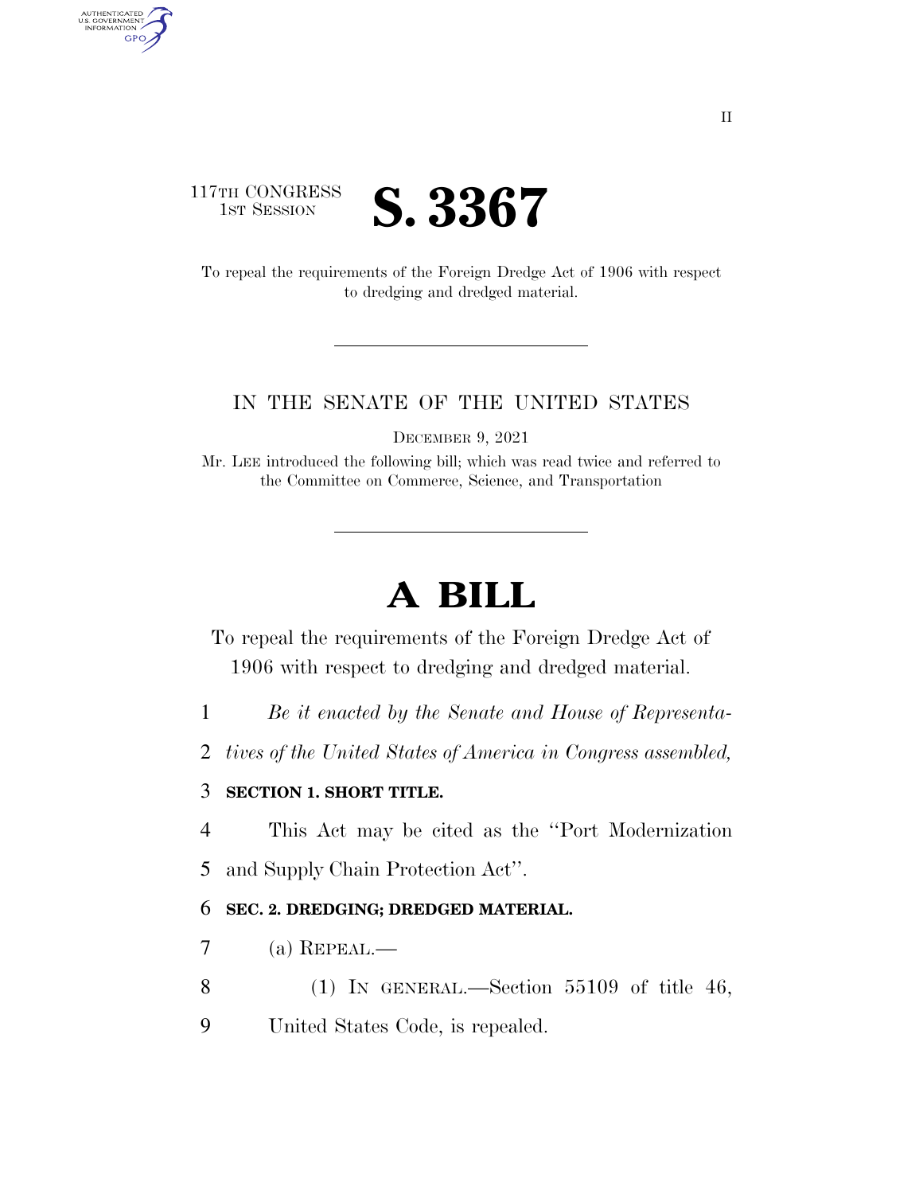117TH CONGRESS
1ST SESSION

# S. 3367

To repeal the requirements of the Foreign Dredge Act of 1906 with respect to dredging and dredged material.

IN THE SENATE OF THE UNITED STATES

DECEMBER 9, 2021

Mr. LEE introduced the following bill; which was read twice and referred to the Committee on Commerce, Science, and Transportation

# A BILL

To repeal the requirements of the Foreign Dredge Act of 1906 with respect to dredging and dredged material.

1 *Be it enacted by the Senate and House of Representa-*
2 *tives of the United States of America in Congress assembled,*

3 **SECTION 1. SHORT TITLE.**

4 This Act may be cited as the ''Port Modernization
5 and Supply Chain Protection Act''.

6 **SEC. 2. DREDGING; DREDGED MATERIAL.**

7 (a) REPEAL.—

8 (1) IN GENERAL.—Section 55109 of title 46,
9 United States Code, is repealed.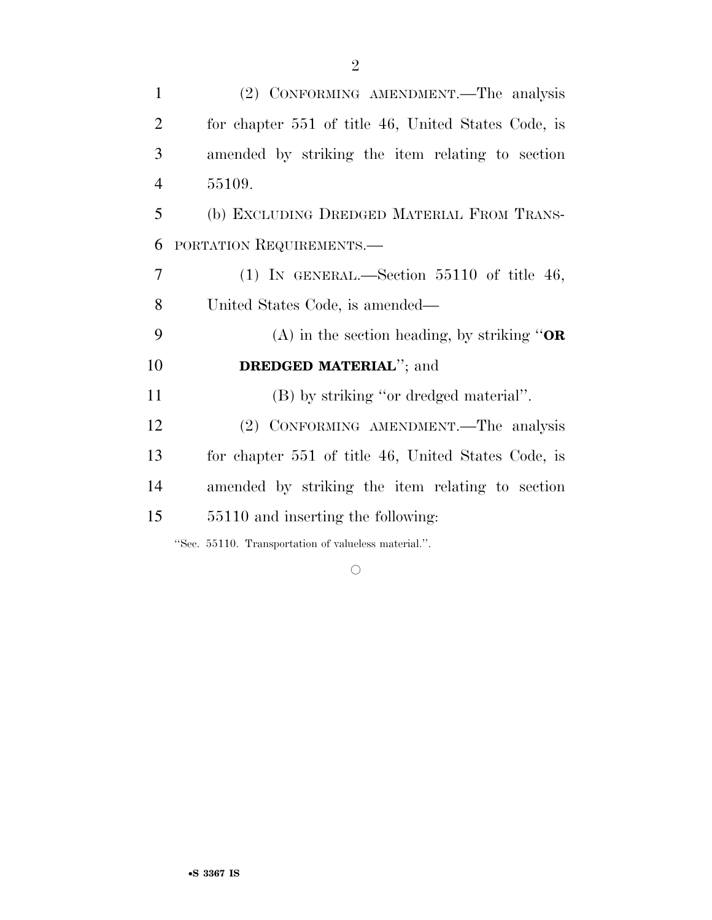(2) CONFORMING AMENDMENT.—The analysis for chapter 551 of title 46, United States Code, is amended by striking the item relating to section 55109.

(b) EXCLUDING DREDGED MATERIAL FROM TRANSPORTATION REQUIREMENTS.—

(1) IN GENERAL.—Section 55110 of title 46, United States Code, is amended—

(A) in the section heading, by striking "**OR DREDGED MATERIAL**"; and

(B) by striking "or dredged material".

(2) CONFORMING AMENDMENT.—The analysis for chapter 551 of title 46, United States Code, is amended by striking the item relating to section 55110 and inserting the following:

"Sec. 55110. Transportation of valueless material.".

○